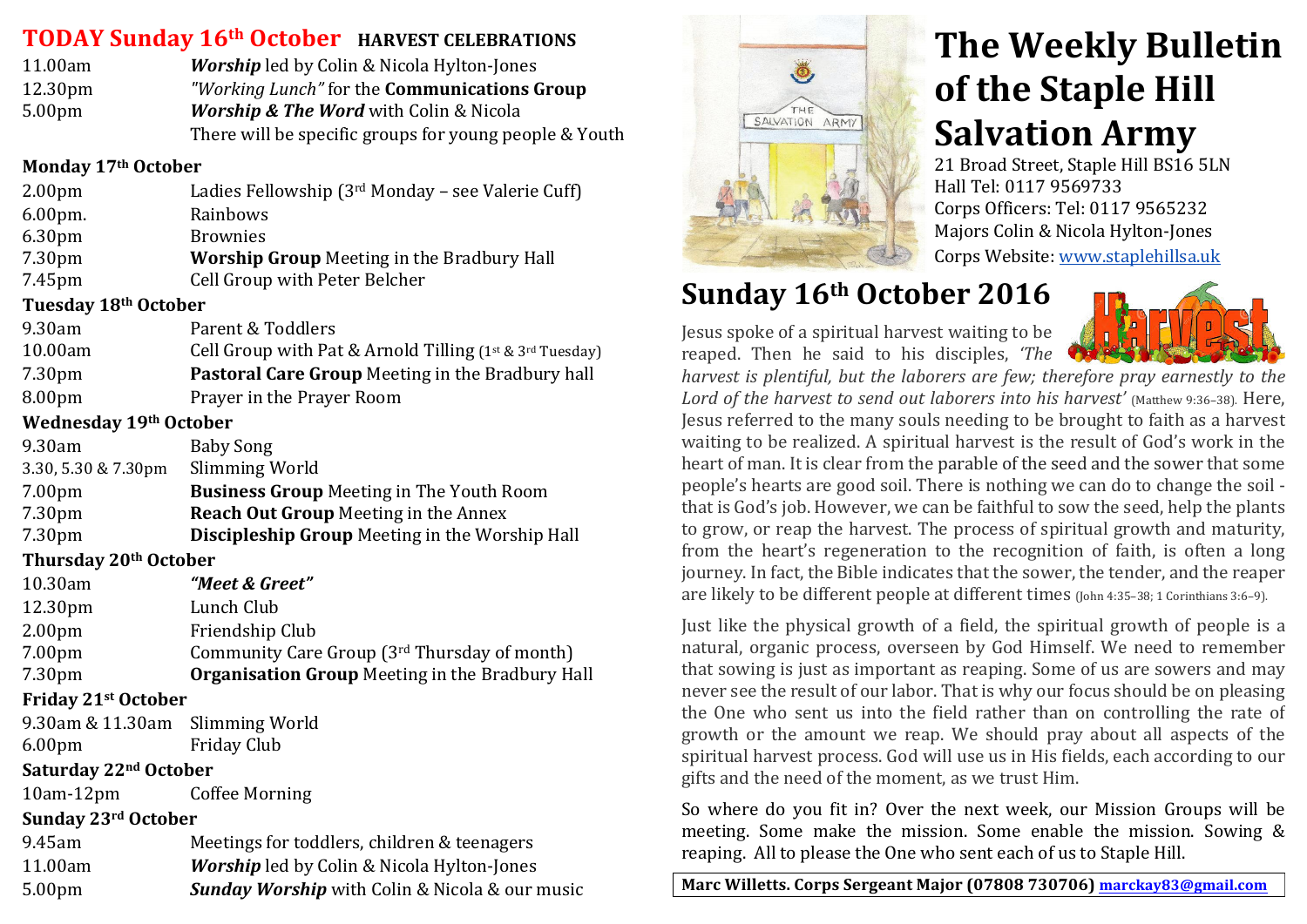## TODAY Sunday 16th October HARVEST CELEBRATIONS

| | |
|---|---|
| 11.00am | ***Worship*** led by Colin & Nicola Hylton-Jones |
| 12.30pm | *"Working Lunch"* for the **Communications Group** |
| 5.00pm | ***Worship & The Word*** with Colin & Nicola |
| | There will be specific groups for young people & Youth |

### Monday 17th October

| | |
|---|---|
| 2.00pm | Ladies Fellowship (3rd Monday – see Valerie Cuff) |
| 6.00pm. | Rainbows |
| 6.30pm | Brownies |
| 7.30pm | **Worship Group** Meeting in the Bradbury Hall |
| 7.45pm | Cell Group with Peter Belcher |

### Tuesday 18th October

| | |
|---|---|
| 9.30am | Parent & Toddlers |
| 10.00am | Cell Group with Pat & Arnold Tilling (1st & 3rd Tuesday) |
| 7.30pm | **Pastoral Care Group** Meeting in the Bradbury hall |
| 8.00pm | Prayer in the Prayer Room |

### Wednesday 19th October

| | |
|---|---|
| 9.30am | Baby Song |
| 3.30, 5.30 & 7.30pm | Slimming World |
| 7.00pm | **Business Group** Meeting in The Youth Room |
| 7.30pm | **Reach Out Group** Meeting in the Annex |
| 7.30pm | **Discipleship Group** Meeting in the Worship Hall |

### Thursday 20th October

| | |
|---|---|
| 10.30am | ***"Meet & Greet"*** |
| 12.30pm | Lunch Club |
| 2.00pm | Friendship Club |
| 7.00pm | Community Care Group (3rd Thursday of month) |
| 7.30pm | **Organisation Group** Meeting in the Bradbury Hall |

### Friday 21st October

| | |
|---|---|
| 9.30am & 11.30am | Slimming World |
| 6.00pm | Friday Club |

### Saturday 22nd October

| | |
|---|---|
| 10am-12pm | Coffee Morning |

### Sunday 23rd October

| | |
|---|---|
| 9.45am | Meetings for toddlers, children & teenagers |
| 11.00am | ***Worship*** led by Colin & Nicola Hylton-Jones |
| 5.00pm | ***Sunday Worship*** with Colin & Nicola & our music |

# The Weekly Bulletin of the Staple Hill Salvation Army

21 Broad Street, Staple Hill BS16 5LN
Hall Tel: 0117 9569733
Corps Officers: Tel: 0117 9565232
Majors Colin & Nicola Hylton-Jones
Corps Website: www.staplehillsa.uk

## Sunday 16th October 2016

Jesus spoke of a spiritual harvest waiting to be reaped. Then he said to his disciples, *'The harvest is plentiful, but the laborers are few; therefore pray earnestly to the Lord of the harvest to send out laborers into his harvest'* (Matthew 9:36–38). Here, Jesus referred to the many souls needing to be brought to faith as a harvest waiting to be realized. A spiritual harvest is the result of God's work in the heart of man. It is clear from the parable of the seed and the sower that some people's hearts are good soil. There is nothing we can do to change the soil - that is God's job. However, we can be faithful to sow the seed, help the plants to grow, or reap the harvest. The process of spiritual growth and maturity, from the heart's regeneration to the recognition of faith, is often a long journey. In fact, the Bible indicates that the sower, the tender, and the reaper are likely to be different people at different times (John 4:35–38; 1 Corinthians 3:6–9).

Just like the physical growth of a field, the spiritual growth of people is a natural, organic process, overseen by God Himself. We need to remember that sowing is just as important as reaping. Some of us are sowers and may never see the result of our labor. That is why our focus should be on pleasing the One who sent us into the field rather than on controlling the rate of growth or the amount we reap. We should pray about all aspects of the spiritual harvest process. God will use us in His fields, each according to our gifts and the need of the moment, as we trust Him.

So where do you fit in? Over the next week, our Mission Groups will be meeting. Some make the mission. Some enable the mission. Sowing & reaping. All to please the One who sent each of us to Staple Hill.

**Marc Willetts. Corps Sergeant Major (07808 730706) marckay83@gmail.com**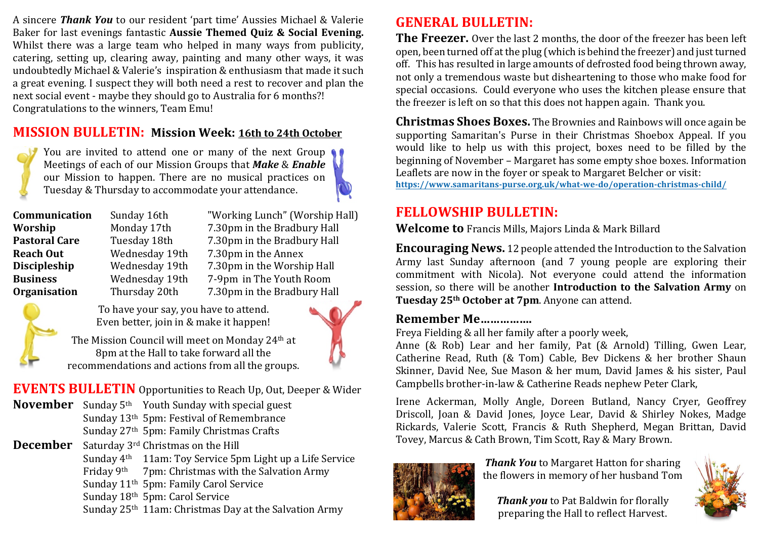A sincere ***Thank You*** to our resident 'part time' Aussies Michael & Valerie Baker for last evenings fantastic **Aussie Themed Quiz & Social Evening.** Whilst there was a large team who helped in many ways from publicity, catering, setting up, clearing away, painting and many other ways, it was undoubtedly Michael & Valerie's inspiration & enthusiasm that made it such a great evening. I suspect they will both need a rest to recover and plan the next social event - maybe they should go to Australia for 6 months?! Congratulations to the winners, Team Emu!

## MISSION BULLETIN: Mission Week: 16th to 24th October

You are invited to attend one or many of the next Group Meetings of each of our Mission Groups that ***Make*** & ***Enable*** our Mission to happen. There are no musical practices on Tuesday & Thursday to accommodate your attendance.

| | | |
|---|---|---|
| **Communication** | Sunday 16th | "Working Lunch" (Worship Hall) |
| **Worship** | Monday 17th | 7.30pm in the Bradbury Hall |
| **Pastoral Care** | Tuesday 18th | 7.30pm in the Bradbury Hall |
| **Reach Out** | Wednesday 19th | 7.30pm in the Annex |
| **Discipleship** | Wednesday 19th | 7.30pm in the Worship Hall |
| **Business** | Wednesday 19th | 7-9pm in The Youth Room |
| **Organisation** | Thursday 20th | 7.30pm in the Bradbury Hall |

To have your say, you have to attend.
Even better, join in & make it happen!

The Mission Council will meet on Monday 24th at 8pm at the Hall to take forward all the recommendations and actions from all the groups.

## EVENTS BULLETIN Opportunities to Reach Up, Out, Deeper & Wider

| | | |
|---|---|---|
| **November** | Sunday 5th | Youth Sunday with special guest |
| | Sunday 13th | 5pm: Festival of Remembrance |
| | Sunday 27th | 5pm: Family Christmas Crafts |
| **December** | Saturday 3rd | Christmas on the Hill |
| | Sunday 4th | 11am: Toy Service 5pm Light up a Life Service |
| | Friday 9th | 7pm: Christmas with the Salvation Army |
| | Sunday 11th | 5pm: Family Carol Service |
| | Sunday 18th | 5pm: Carol Service |
| | Sunday 25th | 11am: Christmas Day at the Salvation Army |

## GENERAL BULLETIN:

**The Freezer.** Over the last 2 months, the door of the freezer has been left open, been turned off at the plug (which is behind the freezer) and just turned off. This has resulted in large amounts of defrosted food being thrown away, not only a tremendous waste but disheartening to those who make food for special occasions. Could everyone who uses the kitchen please ensure that the freezer is left on so that this does not happen again. Thank you.

**Christmas Shoes Boxes.** The Brownies and Rainbows will once again be supporting Samaritan's Purse in their Christmas Shoebox Appeal. If you would like to help us with this project, boxes need to be filled by the beginning of November – Margaret has some empty shoe boxes. Information Leaflets are now in the foyer or speak to Margaret Belcher or visit: https://www.samaritans-purse.org.uk/what-we-do/operation-christmas-child/

## FELLOWSHIP BULLETIN:

**Welcome to** Francis Mills, Majors Linda & Mark Billard

**Encouraging News.** 12 people attended the Introduction to the Salvation Army last Sunday afternoon (and 7 young people are exploring their commitment with Nicola). Not everyone could attend the information session, so there will be another **Introduction to the Salvation Army** on **Tuesday 25th October at 7pm**. Anyone can attend.

### Remember Me……………

Freya Fielding & all her family after a poorly week,
Anne (& Rob) Lear and her family, Pat (& Arnold) Tilling, Gwen Lear, Catherine Read, Ruth (& Tom) Cable, Bev Dickens & her brother Shaun Skinner, David Nee, Sue Mason & her mum, David James & his sister, Paul Campbells brother-in-law & Catherine Reads nephew Peter Clark,

Irene Ackerman, Molly Angle, Doreen Butland, Nancy Cryer, Geoffrey Driscoll, Joan & David Jones, Joyce Lear, David & Shirley Nokes, Madge Rickards, Valerie Scott, Francis & Ruth Shepherd, Megan Brittan, David Tovey, Marcus & Cath Brown, Tim Scott, Ray & Mary Brown.

***Thank You*** to Margaret Hatton for sharing the flowers in memory of her husband Tom

***Thank you*** to Pat Baldwin for florally preparing the Hall to reflect Harvest.